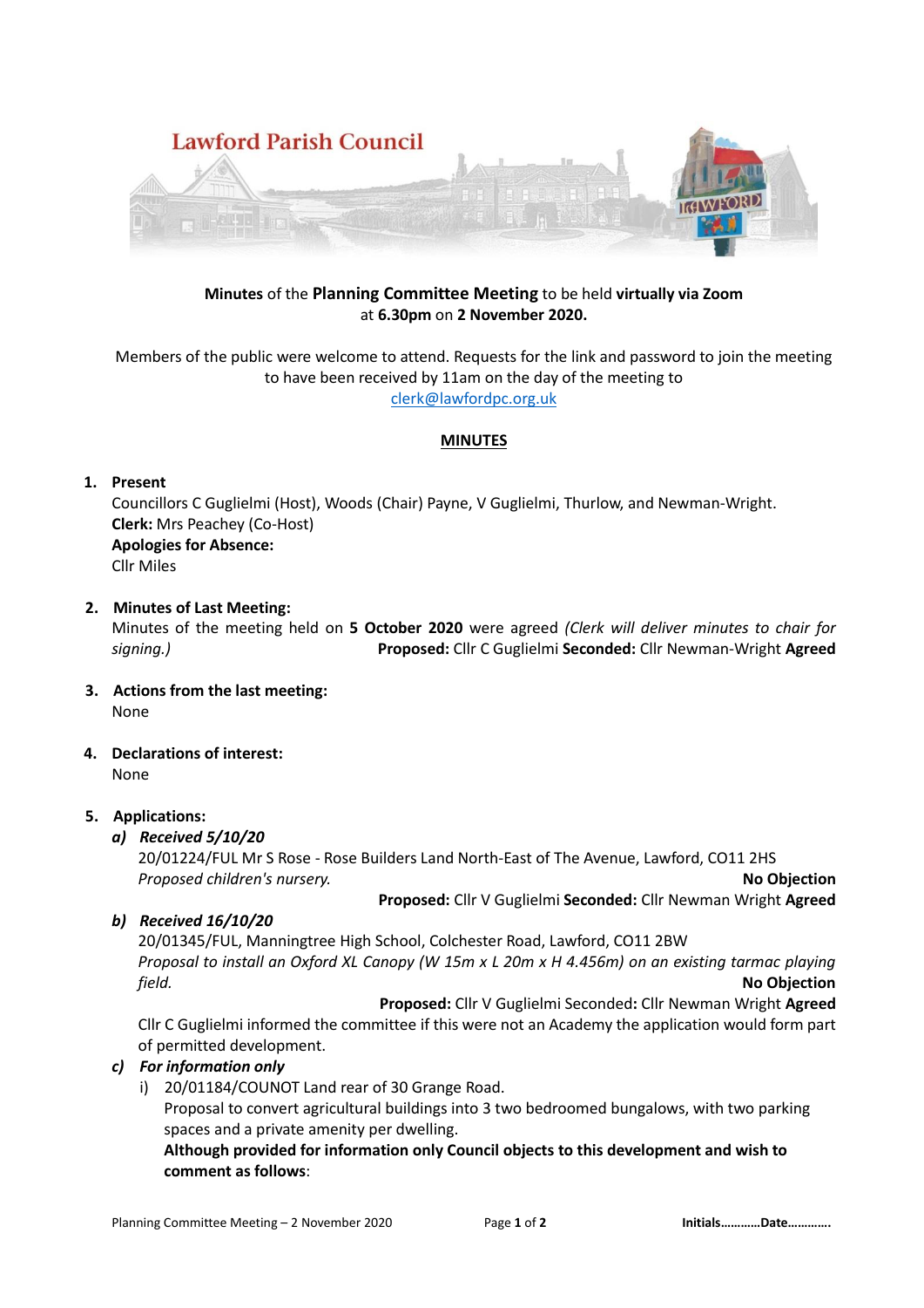# Lawford Parish Council

**Minutes** of the **Planning Committee Meeting** to be held **virtually via Zoom** at **6.30pm** on **2 November 2020.**

Members of the public were welcome to attend. Requests for the link and password to join the meeting to have been received by 11am on the day of the meeting to clerk@lawfordpc.org.uk

## MINUTES

1. **Present**
   Councillors C Guglielmi (Host), Woods (Chair) Payne, V Guglielmi, Thurlow, and Newman-Wright.
   **Clerk:** Mrs Peachey (Co-Host)
   **Apologies for Absence:**
   Cllr Miles

2. **Minutes of Last Meeting:**
   Minutes of the meeting held on **5 October 2020** were agreed *(Clerk will deliver minutes to chair for signing.)* **Proposed:** Cllr C Guglielmi **Seconded:** Cllr Newman-Wright **Agreed**

3. **Actions from the last meeting:**
   None

4. **Declarations of interest:**
   None

5. **Applications:**
   a) ***Received 5/10/20***
      20/01224/FUL Mr S Rose - Rose Builders Land North-East of The Avenue, Lawford, CO11 2HS
      *Proposed children's nursery.* **No Objection**
      **Proposed:** Cllr V Guglielmi **Seconded:** Cllr Newman Wright **Agreed**
   b) ***Received 16/10/20***
      20/01345/FUL, Manningtree High School, Colchester Road, Lawford, CO11 2BW
      *Proposal to install an Oxford XL Canopy (W 15m x L 20m x H 4.456m) on an existing tarmac playing field.* **No Objection**
      **Proposed:** Cllr V Guglielmi Seconded**:** Cllr Newman Wright **Agreed**
      Cllr C Guglielmi informed the committee if this were not an Academy the application would form part of permitted development.
   c) ***For information only***
      i) 20/01184/COUNOT Land rear of 30 Grange Road.
         Proposal to convert agricultural buildings into 3 two bedroomed bungalows, with two parking spaces and a private amenity per dwelling.
         **Although provided for information only Council objects to this development and wish to comment as follows**: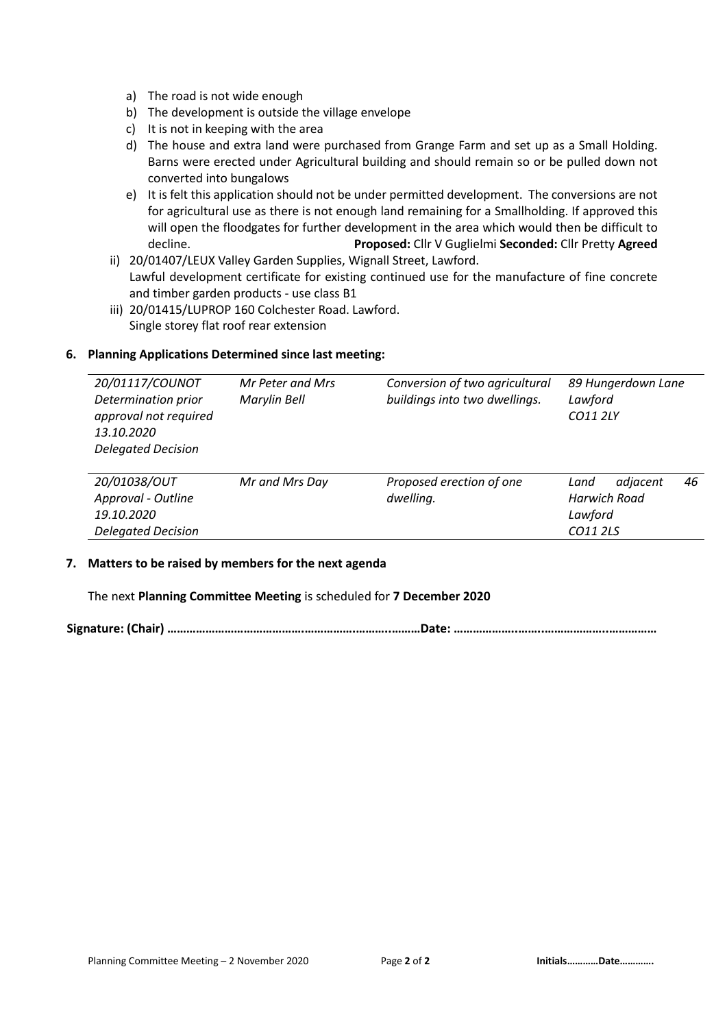a) The road is not wide enough
b) The development is outside the village envelope
c) It is not in keeping with the area
d) The house and extra land were purchased from Grange Farm and set up as a Small Holding. Barns were erected under Agricultural building and should remain so or be pulled down not converted into bungalows
e) It is felt this application should not be under permitted development. The conversions are not for agricultural use as there is not enough land remaining for a Smallholding. If approved this will open the floodgates for further development in the area which would then be difficult to decline. **Proposed:** Cllr V Guglielmi **Seconded:** Cllr Pretty **Agreed**

ii) 20/01407/LEUX Valley Garden Supplies, Wignall Street, Lawford.
Lawful development certificate for existing continued use for the manufacture of fine concrete and timber garden products - use class B1

iii) 20/01415/LUPROP 160 Colchester Road. Lawford.
Single storey flat roof rear extension

**6. Planning Applications Determined since last meeting:**

| | | | |
|---|---|---|---|
| *20/01117/COUNOT Determination prior approval not required 13.10.2020 Delegated Decision* | *Mr Peter and Mrs Marylin Bell* | *Conversion of two agricultural buildings into two dwellings.* | *89 Hungerdown Lane Lawford CO11 2LY* |
| *20/01038/OUT Approval - Outline 19.10.2020 Delegated Decision* | *Mr and Mrs Day* | *Proposed erection of one dwelling.* | *Land adjacent 46 Harwich Road Lawford CO11 2LS* |

**7. Matters to be raised by members for the next agenda**

The next **Planning Committee Meeting** is scheduled for **7 December 2020**

**Signature: (Chair) ………………………………………………………………………Date: ………………………………………………**

Planning Committee Meeting – 2 November 2020 **Initials…………Date………….**